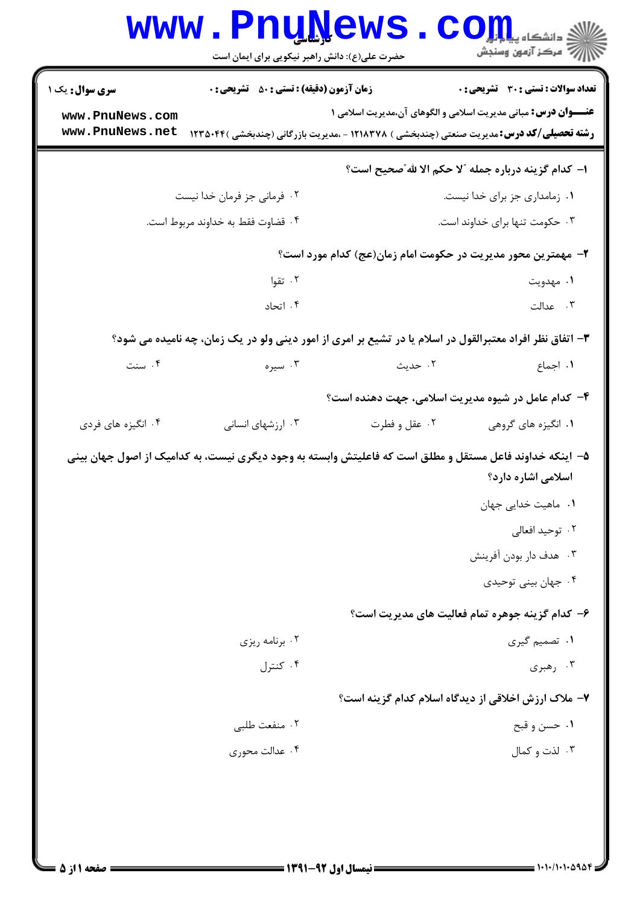**سری سوال:** یک ۱ | **زمان آزمون (دقیقه) : تستی : ۵۰ تشریحی : ۰** | **تعداد سوالات : تستی : ۳۰ تشریحی : ۰**

**عنـــوان درس:** مبانی مدیریت اسلامی و الگوهای آن،مدیریت اسلامی ۱

**رشته تحصیلی/کد درس:** مدیریت صنعتی (چندبخشی ) ۱۲۱۸۳۷۸ - ،مدیریت بازرگانی (چندبخشی )۱۲۳۵۰۴۴

**۱- کدام گزینه درباره جمله "لا حکم الا لله"صحیح است؟**

۱. زمامداری جز برای خدا نیست.

۲. فرمانی جز فرمان خدا نیست

۳. حکومت تنها برای خداوند است.

۴. قضاوت فقط به خداوند مربوط است.

**۲- مهمترین محور مدیریت در حکومت امام زمان(عج) کدام مورد است؟**

۱. مهدویت

۲. تقوا

۳. عدالت

۴. اتحاد

**۳- اتفاق نظر افراد معتبرالقول در اسلام یا در تشیع بر امری از امور دینی ولو در یک زمان، چه نامیده می شود؟**

۱. اجماع

۲. حدیث

۳. سیره

۴. سنت

**۴- کدام عامل در شیوه مدیریت اسلامی، جهت دهنده است؟**

۱. انگیزه های گروهی

۲. عقل و فطرت

۳. ارزشهای انسانی

۴. انگیزه های فردی

**۵- اینکه خداوند فاعل مستقل و مطلق است که فاعلیتش وابسته به وجود دیگری نیست، به کدامیک از اصول جهان بینی اسلامی اشاره دارد؟**

۱. ماهیت خدایی جهان

۲. توحید افعالی

۳. هدف دار بودن آفرینش

۴. جهان بینی توحیدی

**۶- کدام گزینه جوهره تمام فعالیت های مدیریت است؟**

۱. تصمیم گیری

۲. برنامه ریزی

۳. رهبری

۴. کنترل

**۷- ملاک ارزش اخلاقی از دیدگاه اسلام کدام گزینه است؟**

۱. حسن و قبح

۲. منفعت طلبی

۳. لذت و کمال

۴. عدالت محوری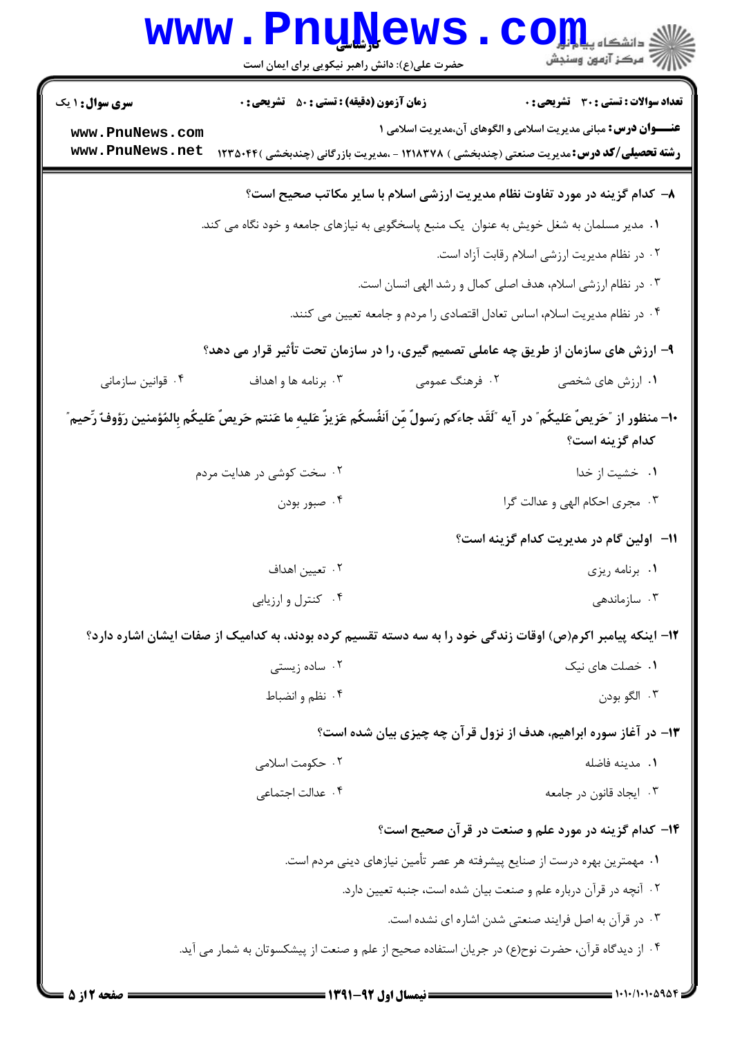**۸- کدام گزینه در مورد تفاوت نظام مدیریت ارزشی اسلام با سایر مکاتب صحیح است؟**

۱. مدیر مسلمان به شغل خویش به عنوان یک منبع پاسخگویی به نیازهای جامعه و خود نگاه می کند.

۲. در نظام مدیریت ارزشی اسلام رقابت آزاد است.

۳. در نظام ارزشی اسلام، هدف اصلی کمال و رشد الهی انسان است.

۴. در نظام مدیریت اسلام، اساس تعادل اقتصادی را مردم و جامعه تعیین می کنند.

**۹- ارزش های سازمان از طریق چه عاملی تصمیم گیری، را در سازمان تحت تأثیر قرار می دهد؟**

۱. ارزش های شخصی

۲. فرهنگ عمومی

۳. برنامه ها و اهداف

۴. قوانین سازمانی

**۱۰- منظور از "حَریصٌ عَلَیکُم" در آیه "لَقَد جاءَکم رَسولٌ مِّن اَنفُسکُم عَزیزٌ عَلَیهِ ما عَنتم حَریصٌ عَلَیکُم بِالمُؤمنین رَؤوفٌ رَّحیم" کدام گزینه است؟**

۱. خشیت از خدا

۲. سخت کوشی در هدایت مردم

۳. مجری احکام الهی و عدالت گرا

۴. صبور بودن

**۱۱- اولین گام در مدیریت کدام گزینه است؟**

۱. برنامه ریزی

۲. تعیین اهداف

۳. سازماندهی

۴. کنترل و ارزیابی

**۱۲- اینکه پیامبر اکرم(ص) اوقات زندگی خود را به سه دسته تقسیم کرده بودند، به کدامیک از صفات ایشان اشاره دارد؟**

۱. خصلت های نیک

۲. ساده زیستی

۳. الگو بودن

۴. نظم و انضباط

**۱۳- در آغاز سوره ابراهیم، هدف از نزول قرآن چه چیزی بیان شده است؟**

۱. مدینه فاضله

۲. حکومت اسلامی

۳. ایجاد قانون در جامعه

۴. عدالت اجتماعی

**۱۴- کدام گزینه در مورد علم و صنعت در قرآن صحیح است؟**

۱. مهمترین بهره درست از صنایع پیشرفته هر عصر تأمین نیازهای دینی مردم است.

۲. آنچه در قرآن درباره علم و صنعت بیان شده است، جنبه تعیین دارد.

۳. در قرآن به اصل فرایند صنعتی شدن اشاره ای نشده است.

۴. از دیدگاه قرآن، حضرت نوح(ع) در جریان استفاده صحیح از علم و صنعت از پیشکسوتان به شمار می آید.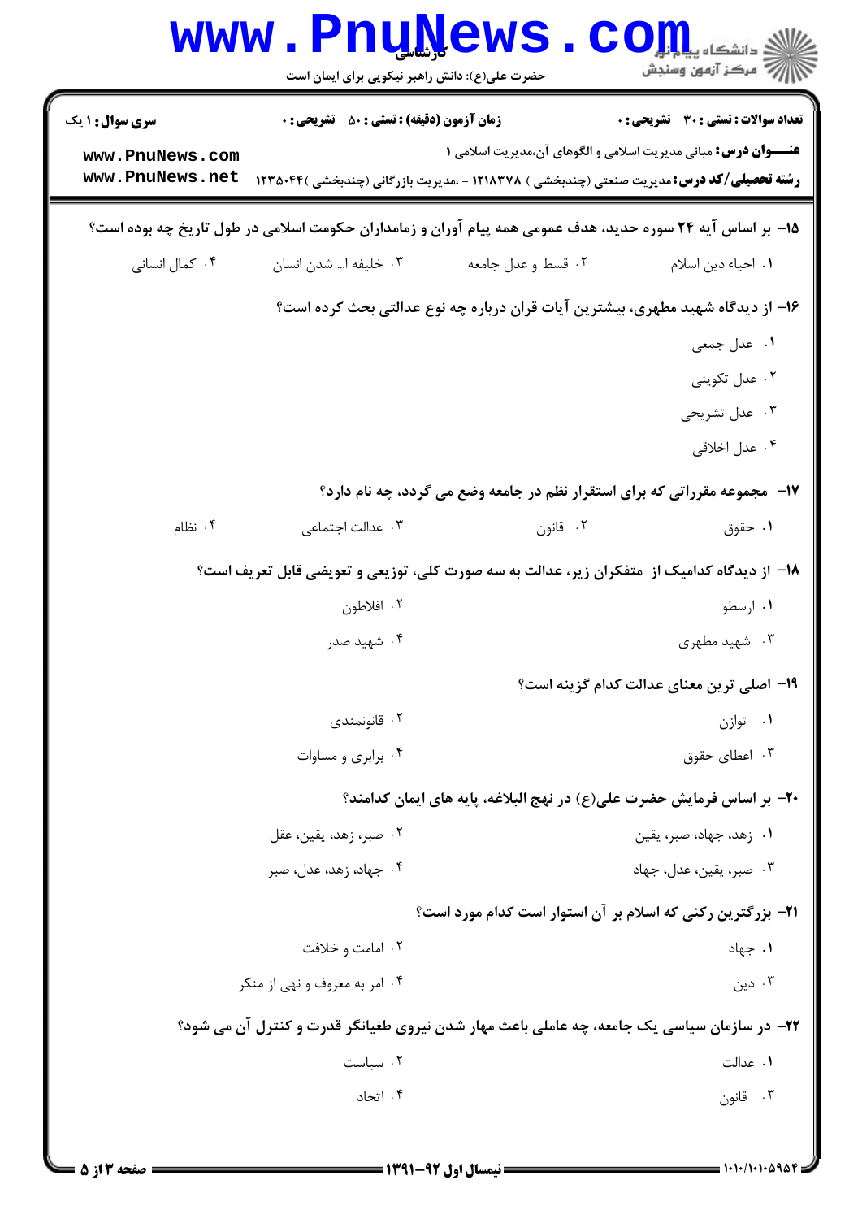**سری سوال:** ۱ یک | **زمان آزمون (دقیقه) : تستی :** ۵۰ **تشریحی :** ۰ | **تعداد سوالات : تستی :** ۳۰ **تشریحی :** ۰

**عنـــوان درس:** مبانی مدیریت اسلامی و الگوهای آن،مدیریت اسلامی ۱

**رشته تحصیلی/کد درس:** مدیریت صنعتی (چندبخشی ) ۱۲۱۸۳۷۸ - ،مدیریت بازرگانی (چندبخشی )۱۲۳۵۰۴۴

**۱۵- بر اساس آیه ۲۴ سوره حدید، هدف عمومی همه پیام آوران و زمامداران حکومت اسلامی در طول تاریخ چه بوده است؟**

۱. احیاء دین اسلام
۲. قسط و عدل جامعه
۳. خلیفه ا... شدن انسان
۴. کمال انسانی

**۱۶- از دیدگاه شهید مطهری، بیشترین آیات قران درباره چه نوع عدالتی بحث کرده است؟**

۱. عدل جمعی
۲. عدل تکوینی
۳. عدل تشریحی
۴. عدل اخلاقی

**۱۷- مجموعه مقرراتی که برای استقرار نظم در جامعه وضع می گردد، چه نام دارد؟**

۱. حقوق
۲. قانون
۳. عدالت اجتماعی
۴. نظام

**۱۸- از دیدگاه کدامیک از متفکران زیر، عدالت به سه صورت کلی، توزیعی و تعویضی قابل تعریف است؟**

۱. ارسطو
۲. افلاطون
۳. شهید مطهری
۴. شهید صدر

**۱۹- اصلی ترین معنای عدالت کدام گزینه است؟**

۱. توازن
۲. قانونمندی
۳. اعطای حقوق
۴. برابری و مساوات

**۲۰- بر اساس فرمایش حضرت علی(ع) در نهج البلاغه، پایه های ایمان کدامند؟**

۱. زهد، جهاد، صبر، یقین
۲. صبر، زهد، یقین، عقل
۳. صبر، یقین، عدل، جهاد
۴. جهاد، زهد، عدل، صبر

**۲۱- بزرگترین رکنی که اسلام بر آن استوار است کدام مورد است؟**

۱. جهاد
۲. امامت و خلافت
۳. دین
۴. امر به معروف و نهی از منکر

**۲۲- در سازمان سیاسی یک جامعه، چه عاملی باعث مهار شدن نیروی طغیانگر قدرت و کنترل آن می شود؟**

۱. عدالت
۲. سیاست
۳. قانون
۴. اتحاد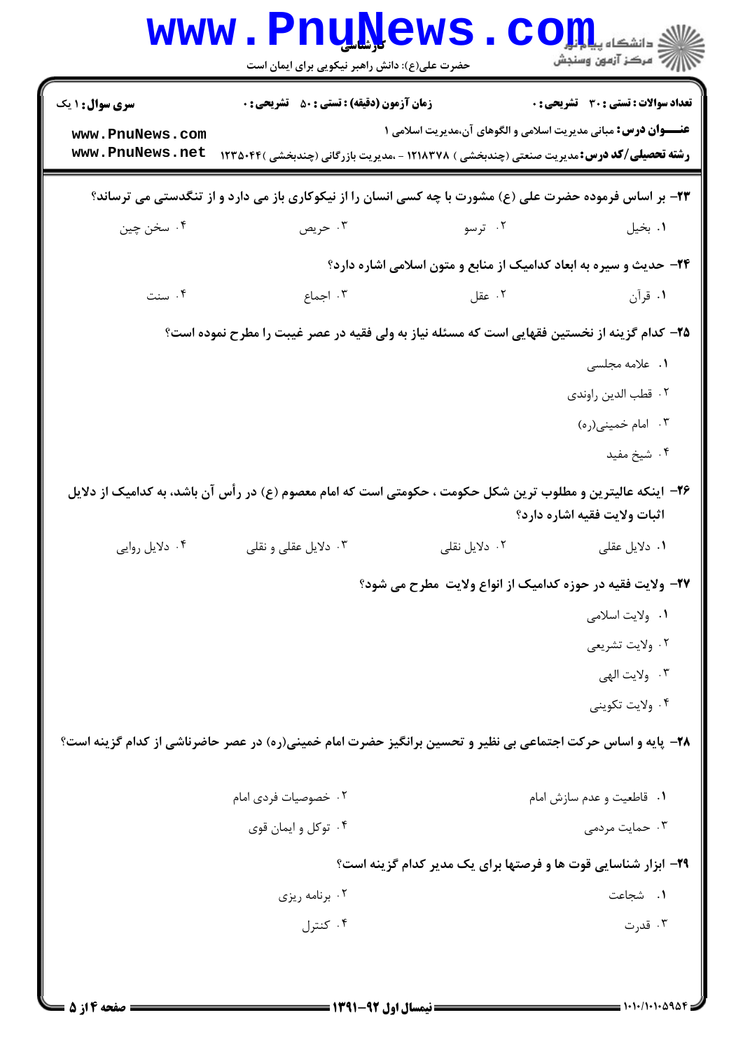۲۳- بر اساس فرموده حضرت علی (ع) مشورت با چه کسی انسان را از نیکوکاری باز می دارد و از تنگدستی می ترساند؟

۱. بخیل ۲. ترسو ۳. حریص ۴. سخن چین

۲۴- حدیث و سیره به ابعاد کدامیک از منابع و متون اسلامی اشاره دارد؟

۱. قرآن ۲. عقل ۳. اجماع ۴. سنت

۲۵- کدام گزینه از نخستین فقهایی است که مسئله نیاز به ولی فقیه در عصر غیبت را مطرح نموده است؟

۱. علامه مجلسی

۲. قطب الدین راوندی

۳. امام خمینی(ره)

۴. شیخ مفید

۲۶- اینکه عالیترین و مطلوب ترین شکل حکومت ، حکومتی است که امام معصوم (ع) در رأس آن باشد، به کدامیک از دلایل اثبات ولایت فقیه اشاره دارد؟

۱. دلایل عقلی ۲. دلایل نقلی ۳. دلایل عقلی و نقلی ۴. دلایل روایی

۲۷- ولایت فقیه در حوزه کدامیک از انواع ولایت مطرح می شود؟

۱. ولایت اسلامی

۲. ولایت تشریعی

۳. ولایت الهی

۴. ولایت تکوینی

۲۸- پایه و اساس حرکت اجتماعی بی نظیر و تحسین برانگیز حضرت امام خمینی(ره) در عصر حاضرناشی از کدام گزینه است؟

۱. قاطعیت و عدم سازش امام ۲. خصوصیات فردی امام

۳. حمایت مردمی ۴. توکل و ایمان قوی

۲۹- ابزار شناسایی قوت ها و فرصتها برای یک مدیر کدام گزینه است؟

۱. شجاعت ۲. برنامه ریزی

۳. قدرت ۴. کنترل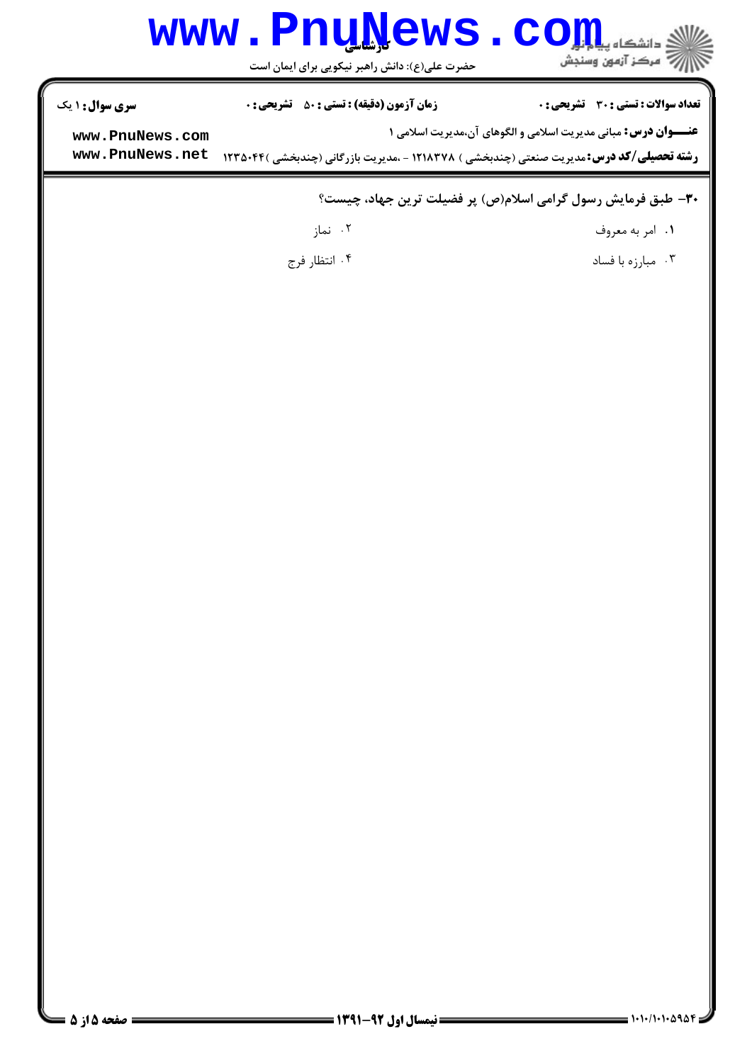**۳۰- طبق فرمایش رسول گرامی اسلام(ص) پر فضیلت ترین جهاد، چیست؟**

۱. امر به معروف

۲. نماز

۳. مبارزه با فساد

۴. انتظار فرج